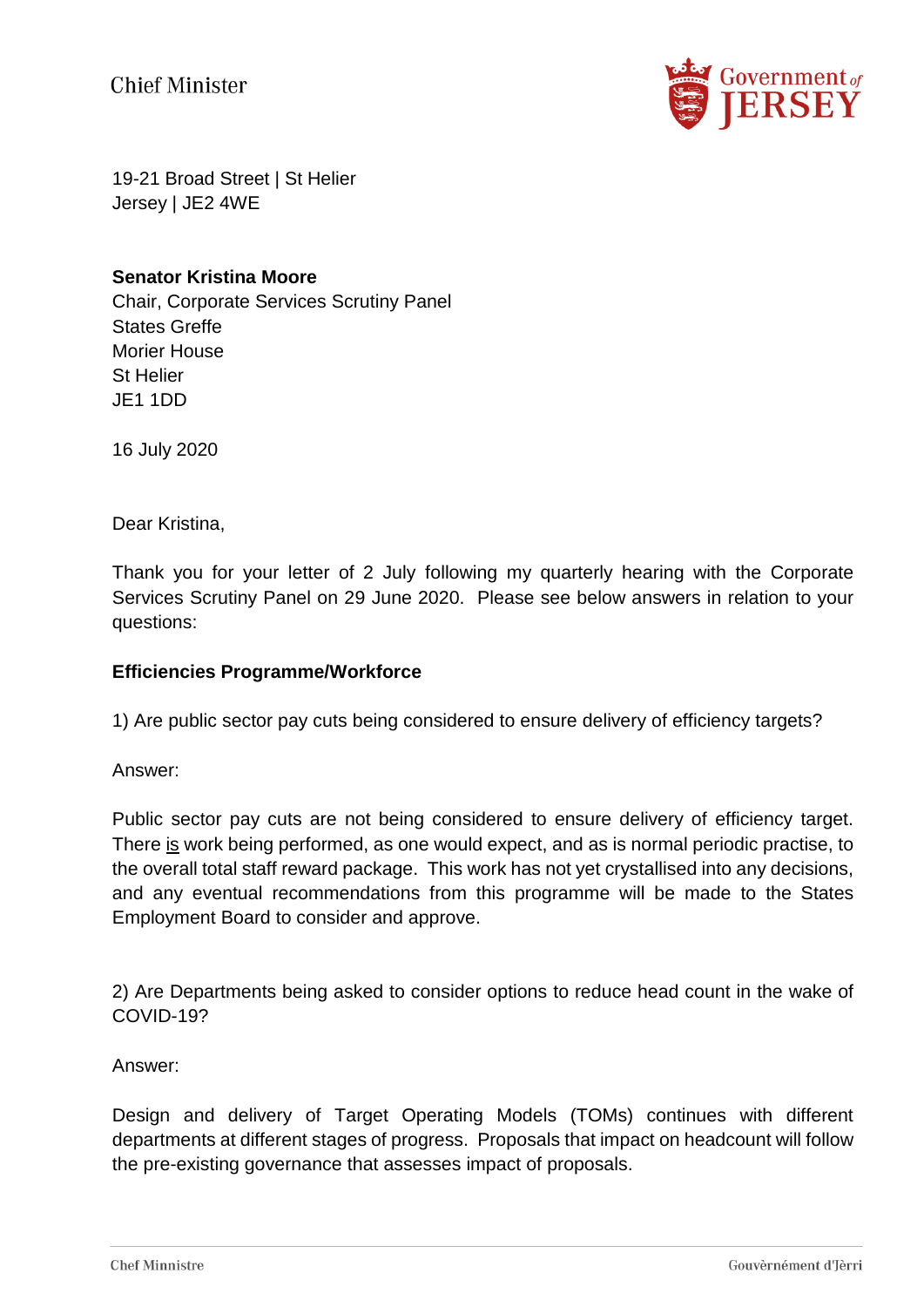Chief Minister

19-21 Broad Street | St Helier
Jersey | JE2 4WE

**Senator Kristina Moore**
Chair, Corporate Services Scrutiny Panel
States Greffe
Morier House
St Helier
JE1 1DD

16 July 2020

Dear Kristina,

Thank you for your letter of 2 July following my quarterly hearing with the Corporate Services Scrutiny Panel on 29 June 2020. Please see below answers in relation to your questions:

**Efficiencies Programme/Workforce**

1) Are public sector pay cuts being considered to ensure delivery of efficiency targets?

Answer:

Public sector pay cuts are not being considered to ensure delivery of efficiency target. There is work being performed, as one would expect, and as is normal periodic practise, to the overall total staff reward package. This work has not yet crystallised into any decisions, and any eventual recommendations from this programme will be made to the States Employment Board to consider and approve.

2) Are Departments being asked to consider options to reduce head count in the wake of COVID-19?

Answer:

Design and delivery of Target Operating Models (TOMs) continues with different departments at different stages of progress. Proposals that impact on headcount will follow the pre-existing governance that assesses impact of proposals.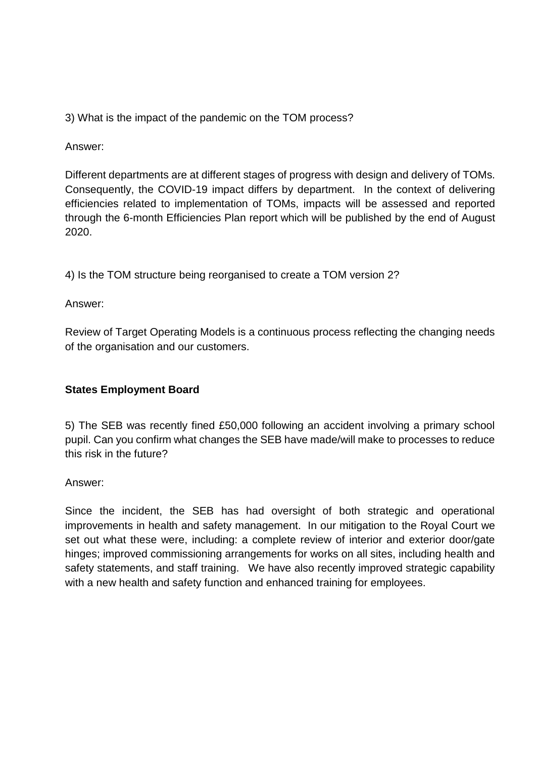3) What is the impact of the pandemic on the TOM process?

Answer:

Different departments are at different stages of progress with design and delivery of TOMs. Consequently, the COVID-19 impact differs by department. In the context of delivering efficiencies related to implementation of TOMs, impacts will be assessed and reported through the 6-month Efficiencies Plan report which will be published by the end of August 2020.

4) Is the TOM structure being reorganised to create a TOM version 2?

Answer:

Review of Target Operating Models is a continuous process reflecting the changing needs of the organisation and our customers.

**States Employment Board**

5) The SEB was recently fined £50,000 following an accident involving a primary school pupil. Can you confirm what changes the SEB have made/will make to processes to reduce this risk in the future?

Answer:

Since the incident, the SEB has had oversight of both strategic and operational improvements in health and safety management. In our mitigation to the Royal Court we set out what these were, including: a complete review of interior and exterior door/gate hinges; improved commissioning arrangements for works on all sites, including health and safety statements, and staff training. We have also recently improved strategic capability with a new health and safety function and enhanced training for employees.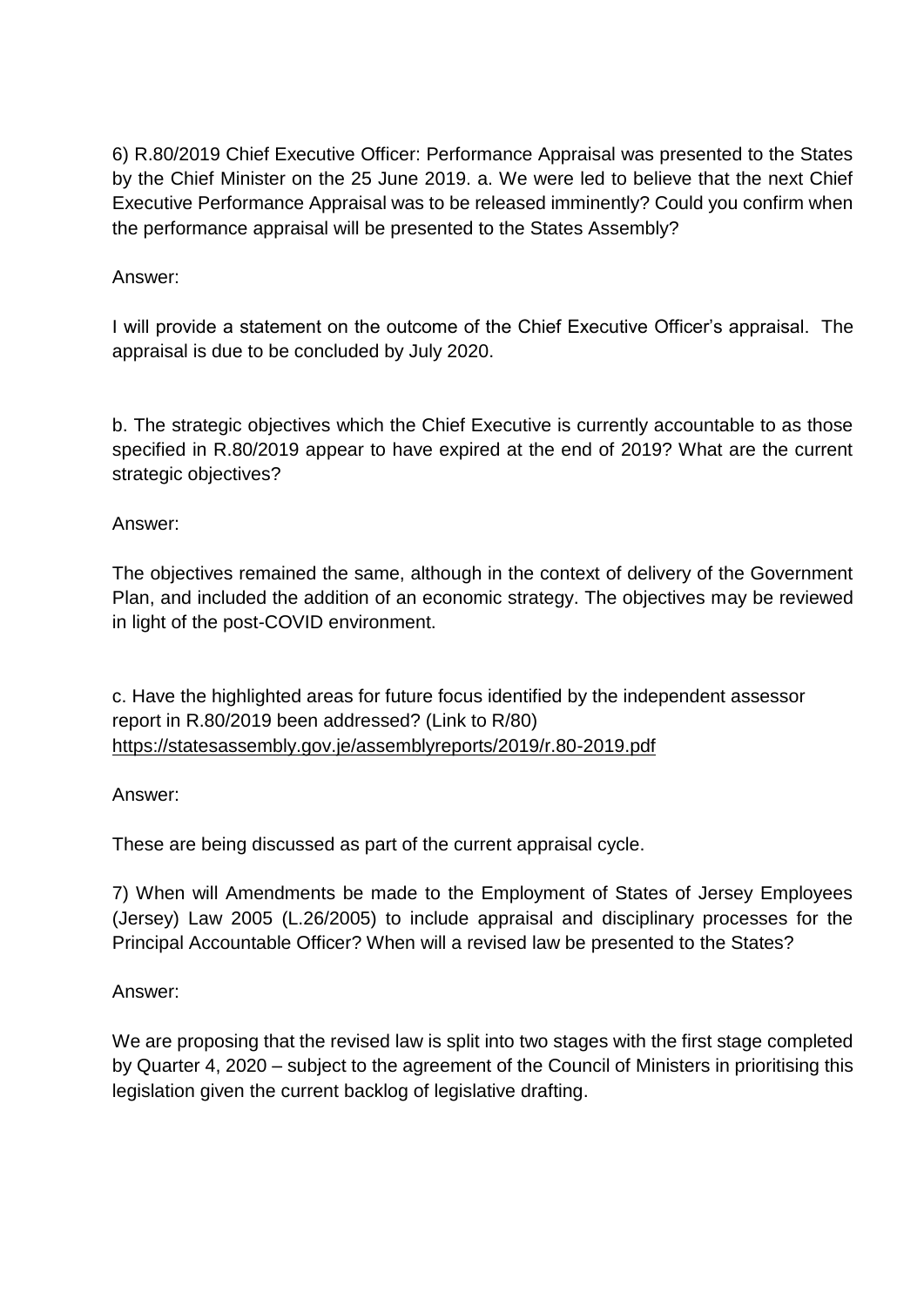6) R.80/2019 Chief Executive Officer: Performance Appraisal was presented to the States by the Chief Minister on the 25 June 2019. a. We were led to believe that the next Chief Executive Performance Appraisal was to be released imminently? Could you confirm when the performance appraisal will be presented to the States Assembly?

Answer:

I will provide a statement on the outcome of the Chief Executive Officer's appraisal. The appraisal is due to be concluded by July 2020.

b. The strategic objectives which the Chief Executive is currently accountable to as those specified in R.80/2019 appear to have expired at the end of 2019? What are the current strategic objectives?

Answer:

The objectives remained the same, although in the context of delivery of the Government Plan, and included the addition of an economic strategy. The objectives may be reviewed in light of the post-COVID environment.

c. Have the highlighted areas for future focus identified by the independent assessor report in R.80/2019 been addressed? (Link to R/80) https://statesassembly.gov.je/assemblyreports/2019/r.80-2019.pdf

Answer:

These are being discussed as part of the current appraisal cycle.

7) When will Amendments be made to the Employment of States of Jersey Employees (Jersey) Law 2005 (L.26/2005) to include appraisal and disciplinary processes for the Principal Accountable Officer? When will a revised law be presented to the States?

Answer:

We are proposing that the revised law is split into two stages with the first stage completed by Quarter 4, 2020 – subject to the agreement of the Council of Ministers in prioritising this legislation given the current backlog of legislative drafting.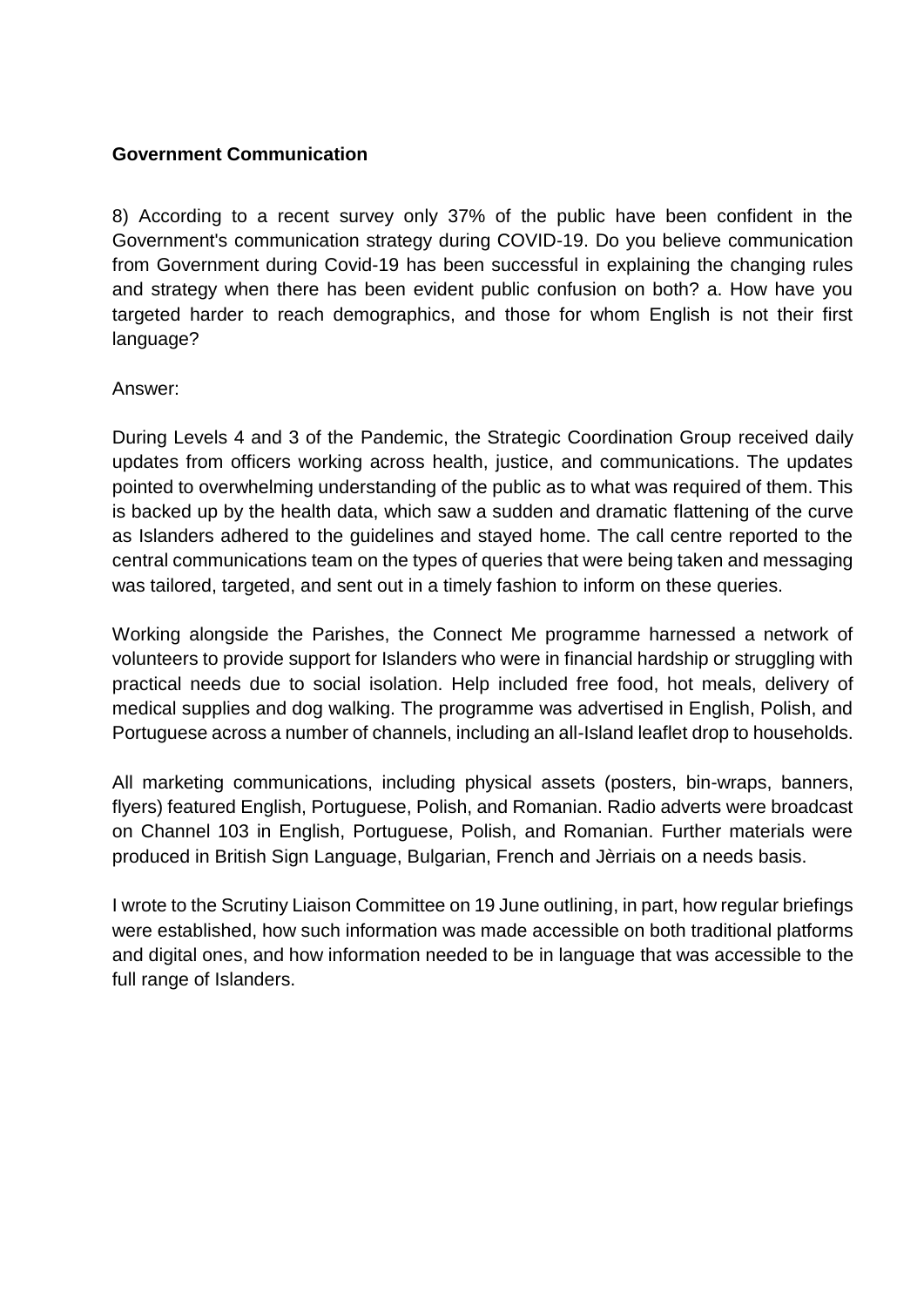**Government Communication**

8) According to a recent survey only 37% of the public have been confident in the Government's communication strategy during COVID-19. Do you believe communication from Government during Covid-19 has been successful in explaining the changing rules and strategy when there has been evident public confusion on both? a. How have you targeted harder to reach demographics, and those for whom English is not their first language?

Answer:

During Levels 4 and 3 of the Pandemic, the Strategic Coordination Group received daily updates from officers working across health, justice, and communications. The updates pointed to overwhelming understanding of the public as to what was required of them. This is backed up by the health data, which saw a sudden and dramatic flattening of the curve as Islanders adhered to the guidelines and stayed home. The call centre reported to the central communications team on the types of queries that were being taken and messaging was tailored, targeted, and sent out in a timely fashion to inform on these queries.

Working alongside the Parishes, the Connect Me programme harnessed a network of volunteers to provide support for Islanders who were in financial hardship or struggling with practical needs due to social isolation. Help included free food, hot meals, delivery of medical supplies and dog walking. The programme was advertised in English, Polish, and Portuguese across a number of channels, including an all-Island leaflet drop to households.

All marketing communications, including physical assets (posters, bin-wraps, banners, flyers) featured English, Portuguese, Polish, and Romanian. Radio adverts were broadcast on Channel 103 in English, Portuguese, Polish, and Romanian. Further materials were produced in British Sign Language, Bulgarian, French and Jèrriais on a needs basis.

I wrote to the Scrutiny Liaison Committee on 19 June outlining, in part, how regular briefings were established, how such information was made accessible on both traditional platforms and digital ones, and how information needed to be in language that was accessible to the full range of Islanders.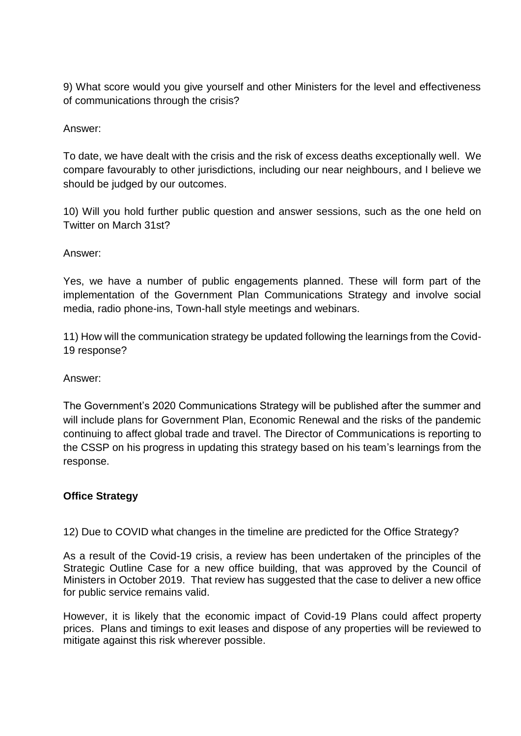9) What score would you give yourself and other Ministers for the level and effectiveness of communications through the crisis?

Answer:

To date, we have dealt with the crisis and the risk of excess deaths exceptionally well. We compare favourably to other jurisdictions, including our near neighbours, and I believe we should be judged by our outcomes.

10) Will you hold further public question and answer sessions, such as the one held on Twitter on March 31st?

Answer:

Yes, we have a number of public engagements planned. These will form part of the implementation of the Government Plan Communications Strategy and involve social media, radio phone-ins, Town-hall style meetings and webinars.

11) How will the communication strategy be updated following the learnings from the Covid-19 response?

Answer:

The Government's 2020 Communications Strategy will be published after the summer and will include plans for Government Plan, Economic Renewal and the risks of the pandemic continuing to affect global trade and travel. The Director of Communications is reporting to the CSSP on his progress in updating this strategy based on his team's learnings from the response.

**Office Strategy**

12) Due to COVID what changes in the timeline are predicted for the Office Strategy?

As a result of the Covid-19 crisis, a review has been undertaken of the principles of the Strategic Outline Case for a new office building, that was approved by the Council of Ministers in October 2019. That review has suggested that the case to deliver a new office for public service remains valid.

However, it is likely that the economic impact of Covid-19 Plans could affect property prices. Plans and timings to exit leases and dispose of any properties will be reviewed to mitigate against this risk wherever possible.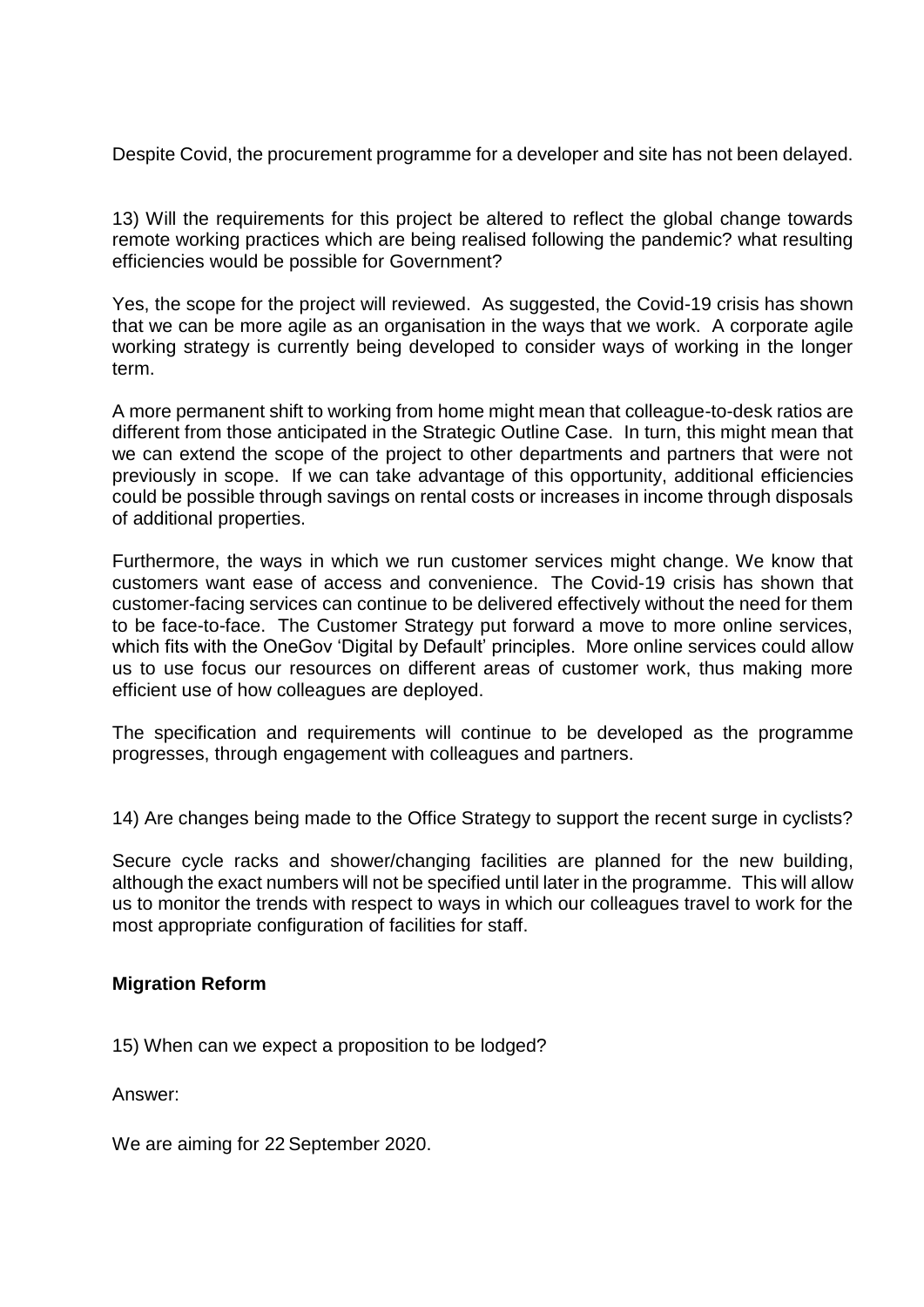Despite Covid, the procurement programme for a developer and site has not been delayed.

13) Will the requirements for this project be altered to reflect the global change towards remote working practices which are being realised following the pandemic? what resulting efficiencies would be possible for Government?

Yes, the scope for the project will reviewed. As suggested, the Covid-19 crisis has shown that we can be more agile as an organisation in the ways that we work. A corporate agile working strategy is currently being developed to consider ways of working in the longer term.

A more permanent shift to working from home might mean that colleague-to-desk ratios are different from those anticipated in the Strategic Outline Case. In turn, this might mean that we can extend the scope of the project to other departments and partners that were not previously in scope. If we can take advantage of this opportunity, additional efficiencies could be possible through savings on rental costs or increases in income through disposals of additional properties.

Furthermore, the ways in which we run customer services might change. We know that customers want ease of access and convenience. The Covid-19 crisis has shown that customer-facing services can continue to be delivered effectively without the need for them to be face-to-face. The Customer Strategy put forward a move to more online services, which fits with the OneGov 'Digital by Default' principles. More online services could allow us to use focus our resources on different areas of customer work, thus making more efficient use of how colleagues are deployed.

The specification and requirements will continue to be developed as the programme progresses, through engagement with colleagues and partners.

14) Are changes being made to the Office Strategy to support the recent surge in cyclists?

Secure cycle racks and shower/changing facilities are planned for the new building, although the exact numbers will not be specified until later in the programme. This will allow us to monitor the trends with respect to ways in which our colleagues travel to work for the most appropriate configuration of facilities for staff.

**Migration Reform**

15) When can we expect a proposition to be lodged?

Answer:

We are aiming for 22 September 2020.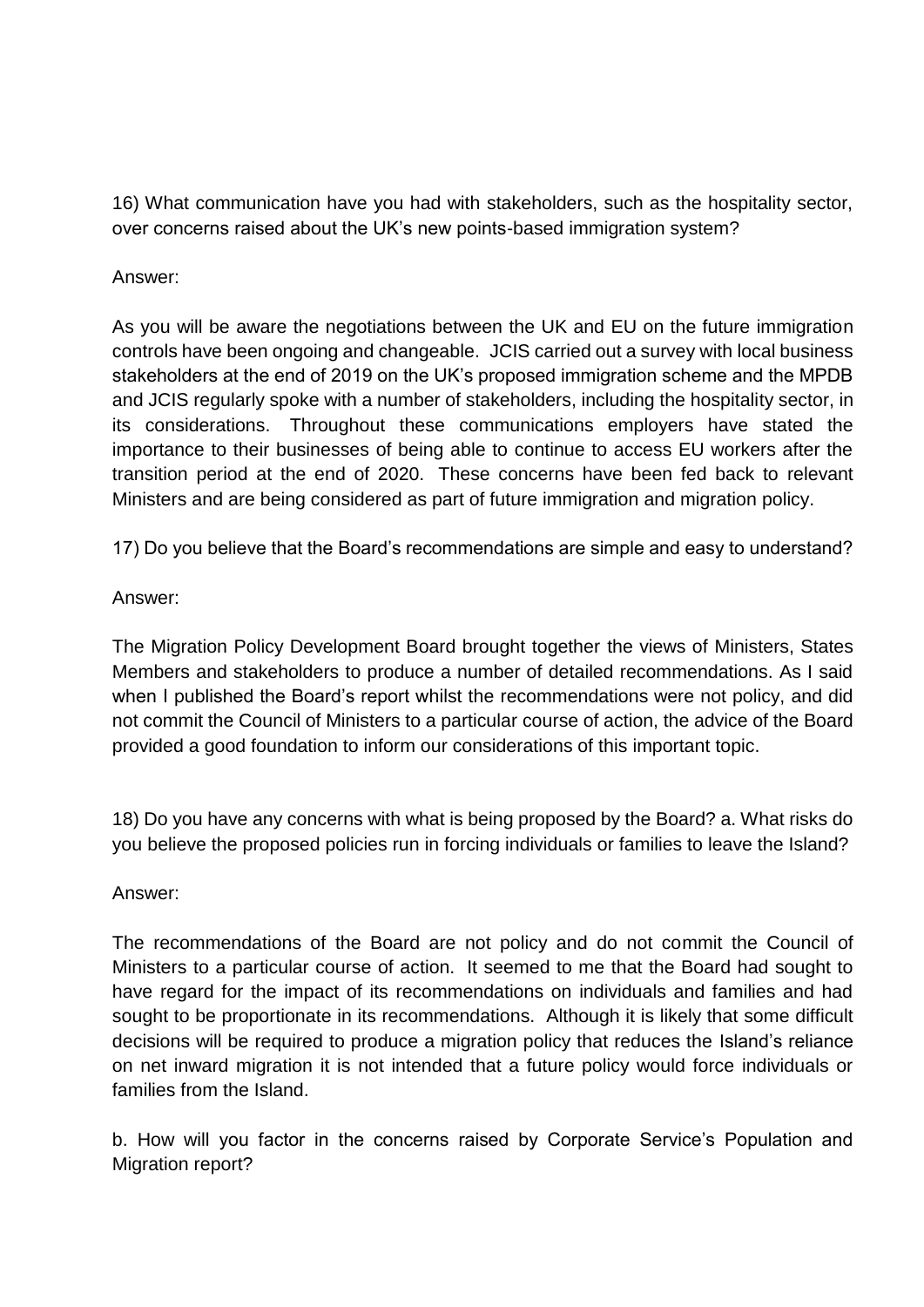16) What communication have you had with stakeholders, such as the hospitality sector, over concerns raised about the UK's new points-based immigration system?

Answer:

As you will be aware the negotiations between the UK and EU on the future immigration controls have been ongoing and changeable. JCIS carried out a survey with local business stakeholders at the end of 2019 on the UK's proposed immigration scheme and the MPDB and JCIS regularly spoke with a number of stakeholders, including the hospitality sector, in its considerations. Throughout these communications employers have stated the importance to their businesses of being able to continue to access EU workers after the transition period at the end of 2020. These concerns have been fed back to relevant Ministers and are being considered as part of future immigration and migration policy.

17) Do you believe that the Board's recommendations are simple and easy to understand?

Answer:

The Migration Policy Development Board brought together the views of Ministers, States Members and stakeholders to produce a number of detailed recommendations. As I said when I published the Board's report whilst the recommendations were not policy, and did not commit the Council of Ministers to a particular course of action, the advice of the Board provided a good foundation to inform our considerations of this important topic.

18) Do you have any concerns with what is being proposed by the Board? a. What risks do you believe the proposed policies run in forcing individuals or families to leave the Island?

Answer:

The recommendations of the Board are not policy and do not commit the Council of Ministers to a particular course of action. It seemed to me that the Board had sought to have regard for the impact of its recommendations on individuals and families and had sought to be proportionate in its recommendations. Although it is likely that some difficult decisions will be required to produce a migration policy that reduces the Island's reliance on net inward migration it is not intended that a future policy would force individuals or families from the Island.

b. How will you factor in the concerns raised by Corporate Service's Population and Migration report?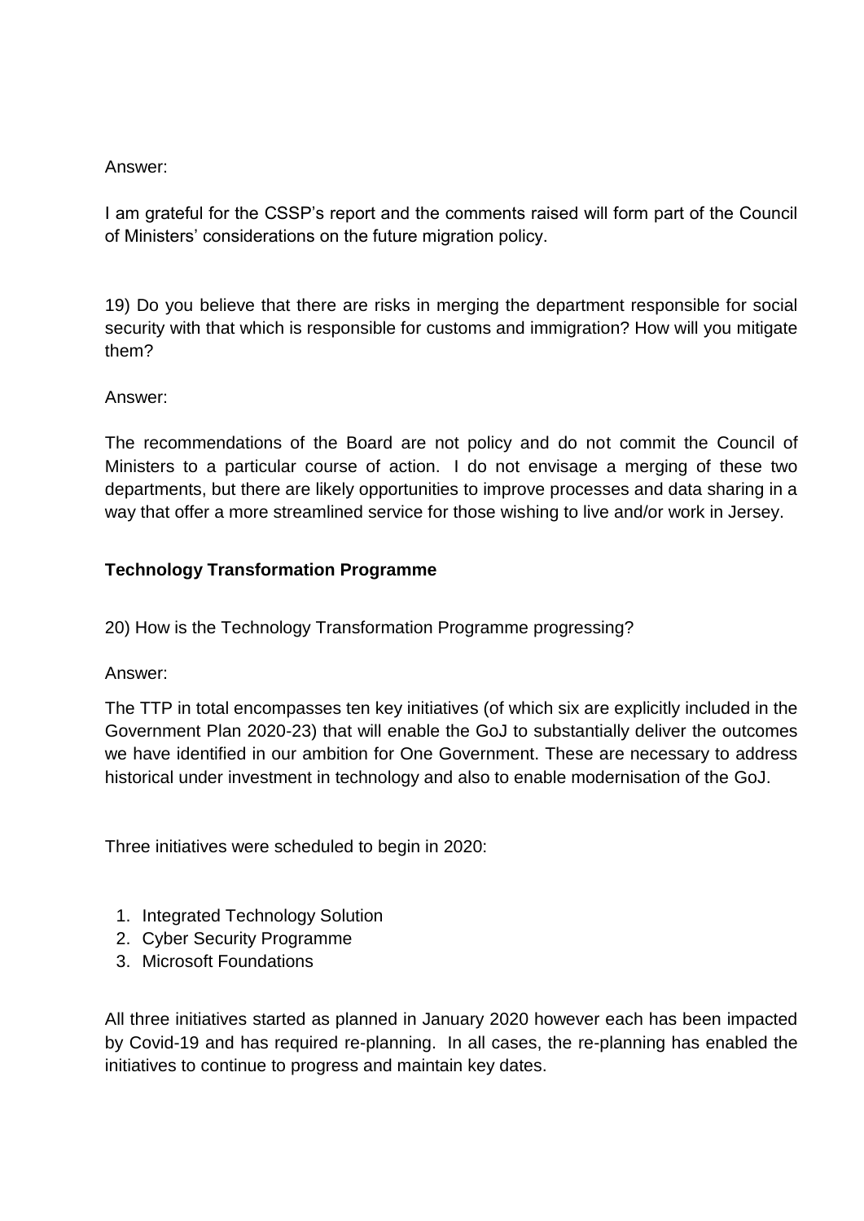Answer:

I am grateful for the CSSP's report and the comments raised will form part of the Council of Ministers' considerations on the future migration policy.

19) Do you believe that there are risks in merging the department responsible for social security with that which is responsible for customs and immigration? How will you mitigate them?

Answer:

The recommendations of the Board are not policy and do not commit the Council of Ministers to a particular course of action. I do not envisage a merging of these two departments, but there are likely opportunities to improve processes and data sharing in a way that offer a more streamlined service for those wishing to live and/or work in Jersey.

**Technology Transformation Programme**

20) How is the Technology Transformation Programme progressing?

Answer:

The TTP in total encompasses ten key initiatives (of which six are explicitly included in the Government Plan 2020-23) that will enable the GoJ to substantially deliver the outcomes we have identified in our ambition for One Government. These are necessary to address historical under investment in technology and also to enable modernisation of the GoJ.

Three initiatives were scheduled to begin in 2020:

1. Integrated Technology Solution
2. Cyber Security Programme
3. Microsoft Foundations

All three initiatives started as planned in January 2020 however each has been impacted by Covid-19 and has required re-planning. In all cases, the re-planning has enabled the initiatives to continue to progress and maintain key dates.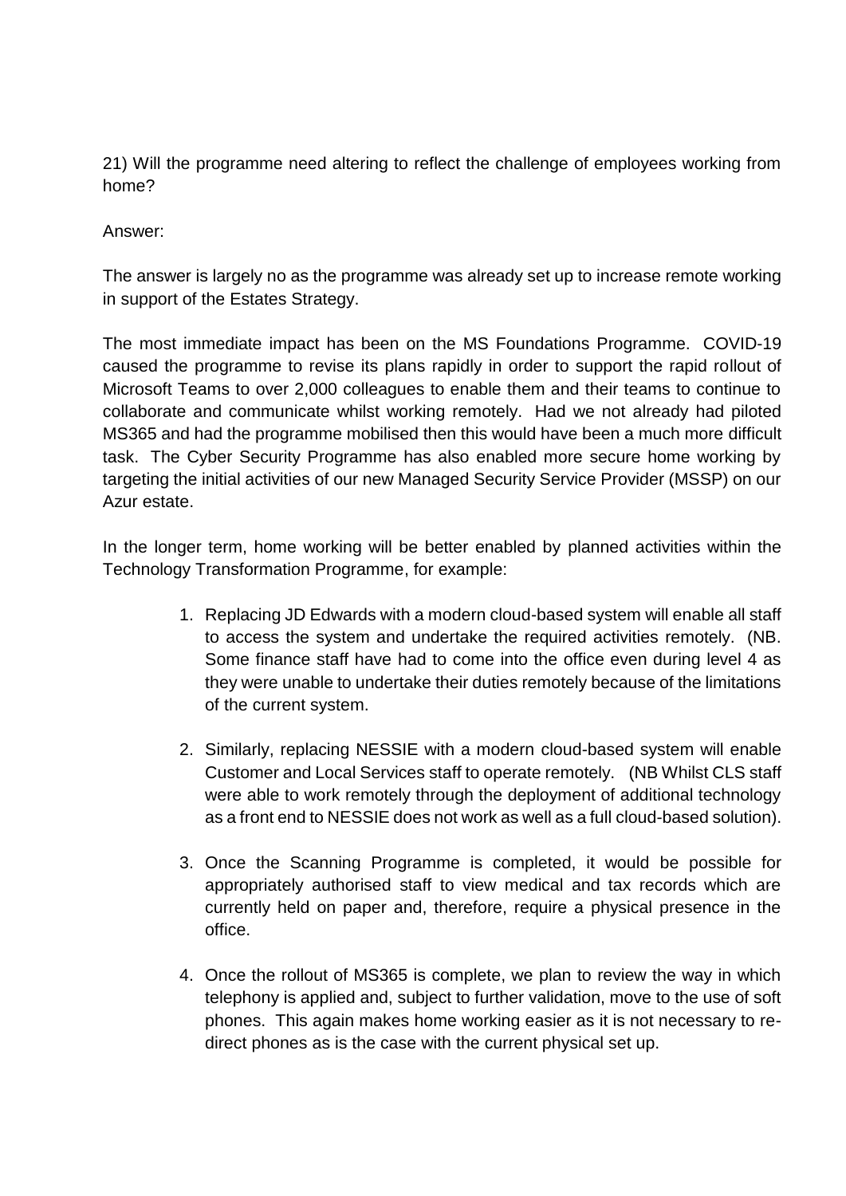21) Will the programme need altering to reflect the challenge of employees working from home?

Answer:

The answer is largely no as the programme was already set up to increase remote working in support of the Estates Strategy.

The most immediate impact has been on the MS Foundations Programme. COVID-19 caused the programme to revise its plans rapidly in order to support the rapid rollout of Microsoft Teams to over 2,000 colleagues to enable them and their teams to continue to collaborate and communicate whilst working remotely. Had we not already had piloted MS365 and had the programme mobilised then this would have been a much more difficult task. The Cyber Security Programme has also enabled more secure home working by targeting the initial activities of our new Managed Security Service Provider (MSSP) on our Azur estate.

In the longer term, home working will be better enabled by planned activities within the Technology Transformation Programme, for example:

1. Replacing JD Edwards with a modern cloud-based system will enable all staff to access the system and undertake the required activities remotely. (NB. Some finance staff have had to come into the office even during level 4 as they were unable to undertake their duties remotely because of the limitations of the current system.

2. Similarly, replacing NESSIE with a modern cloud-based system will enable Customer and Local Services staff to operate remotely. (NB Whilst CLS staff were able to work remotely through the deployment of additional technology as a front end to NESSIE does not work as well as a full cloud-based solution).

3. Once the Scanning Programme is completed, it would be possible for appropriately authorised staff to view medical and tax records which are currently held on paper and, therefore, require a physical presence in the office.

4. Once the rollout of MS365 is complete, we plan to review the way in which telephony is applied and, subject to further validation, move to the use of soft phones. This again makes home working easier as it is not necessary to re-direct phones as is the case with the current physical set up.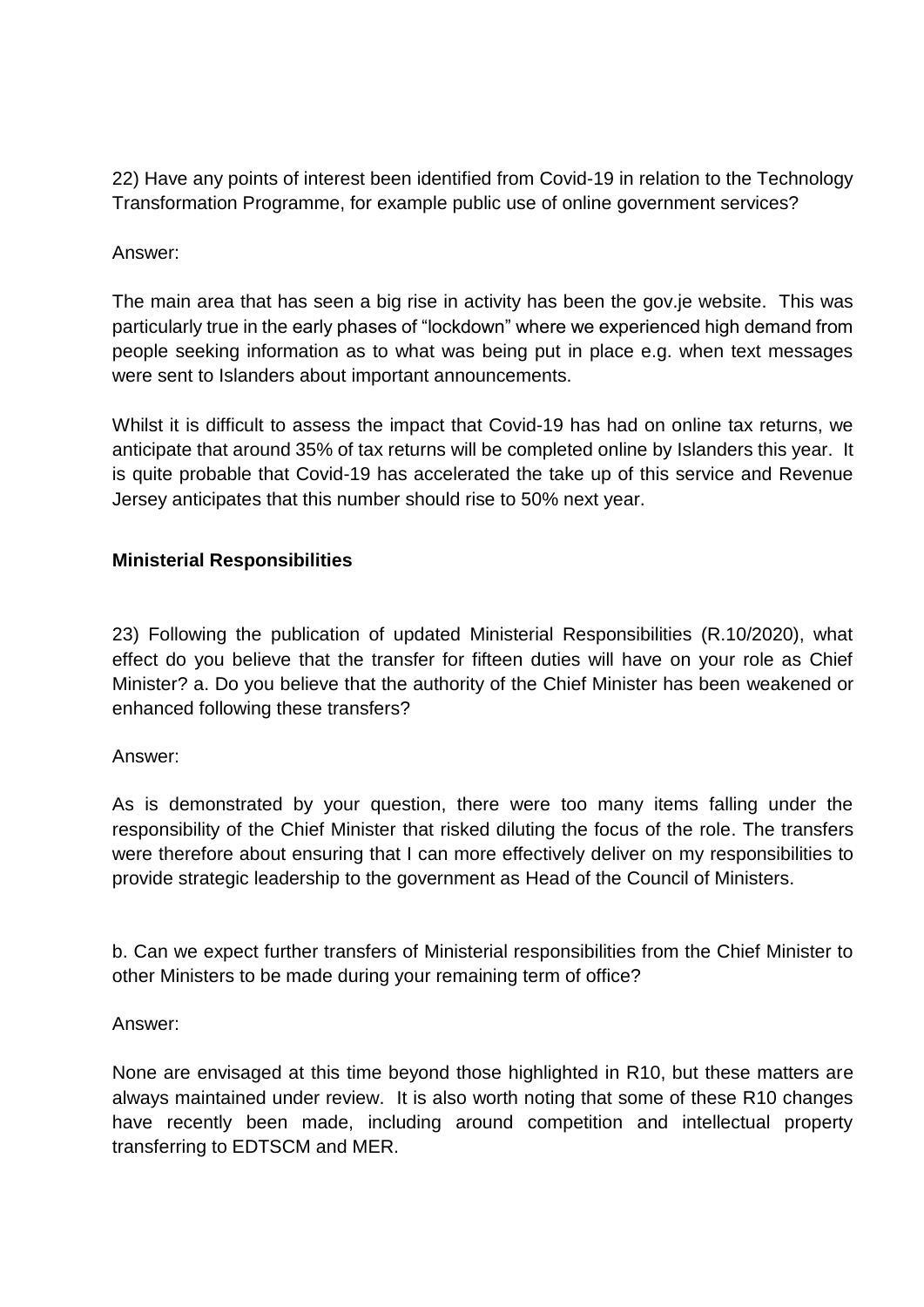22) Have any points of interest been identified from Covid-19 in relation to the Technology Transformation Programme, for example public use of online government services?

Answer:

The main area that has seen a big rise in activity has been the gov.je website. This was particularly true in the early phases of "lockdown" where we experienced high demand from people seeking information as to what was being put in place e.g. when text messages were sent to Islanders about important announcements.

Whilst it is difficult to assess the impact that Covid-19 has had on online tax returns, we anticipate that around 35% of tax returns will be completed online by Islanders this year. It is quite probable that Covid-19 has accelerated the take up of this service and Revenue Jersey anticipates that this number should rise to 50% next year.

**Ministerial Responsibilities**

23) Following the publication of updated Ministerial Responsibilities (R.10/2020), what effect do you believe that the transfer for fifteen duties will have on your role as Chief Minister? a. Do you believe that the authority of the Chief Minister has been weakened or enhanced following these transfers?

Answer:

As is demonstrated by your question, there were too many items falling under the responsibility of the Chief Minister that risked diluting the focus of the role. The transfers were therefore about ensuring that I can more effectively deliver on my responsibilities to provide strategic leadership to the government as Head of the Council of Ministers.

b. Can we expect further transfers of Ministerial responsibilities from the Chief Minister to other Ministers to be made during your remaining term of office?

Answer:

None are envisaged at this time beyond those highlighted in R10, but these matters are always maintained under review. It is also worth noting that some of these R10 changes have recently been made, including around competition and intellectual property transferring to EDTSCM and MER.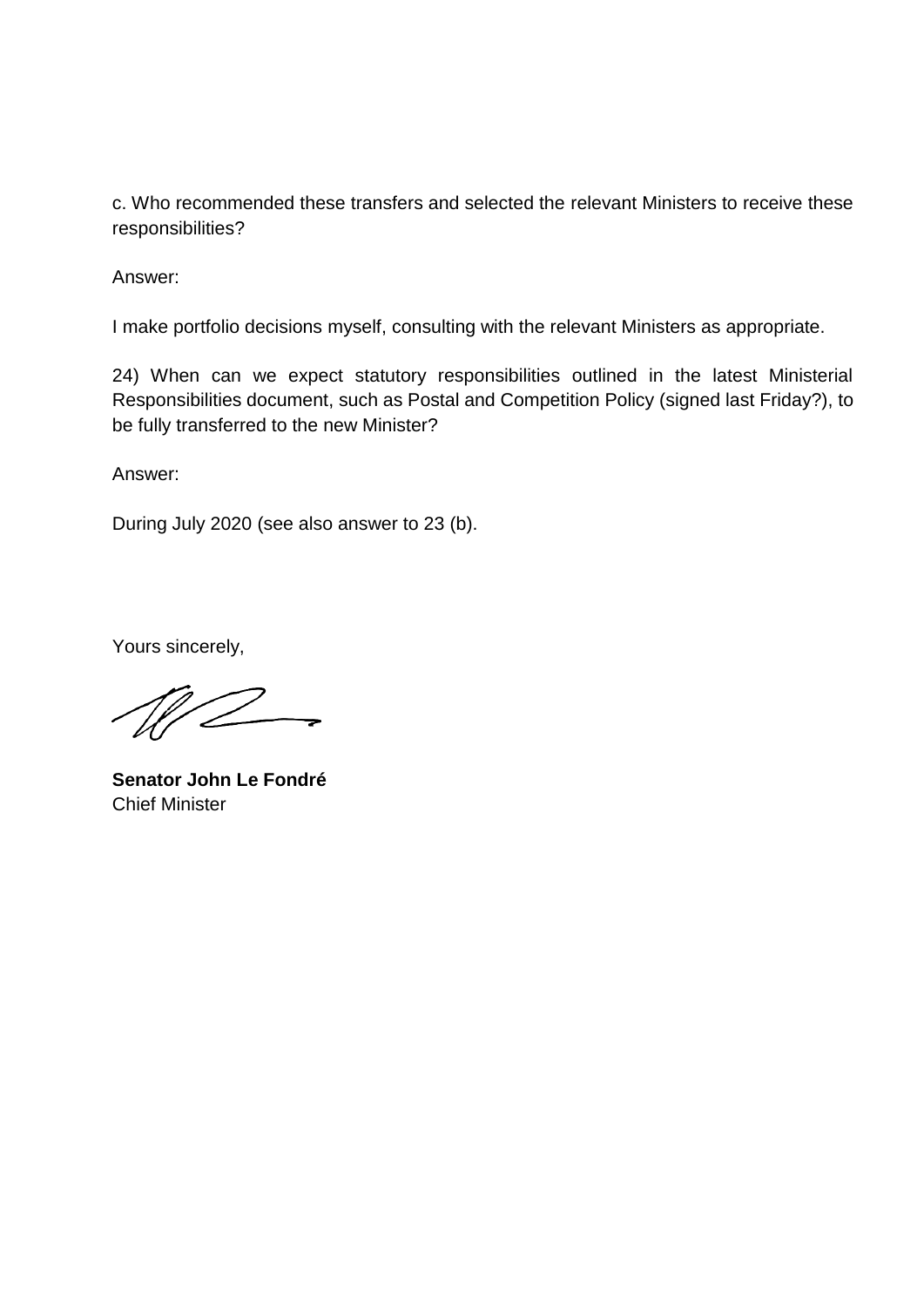c. Who recommended these transfers and selected the relevant Ministers to receive these responsibilities?

Answer:

I make portfolio decisions myself, consulting with the relevant Ministers as appropriate.

24) When can we expect statutory responsibilities outlined in the latest Ministerial Responsibilities document, such as Postal and Competition Policy (signed last Friday?), to be fully transferred to the new Minister?

Answer:

During July 2020 (see also answer to 23 (b).

Yours sincerely,

**Senator John Le Fondré**
Chief Minister